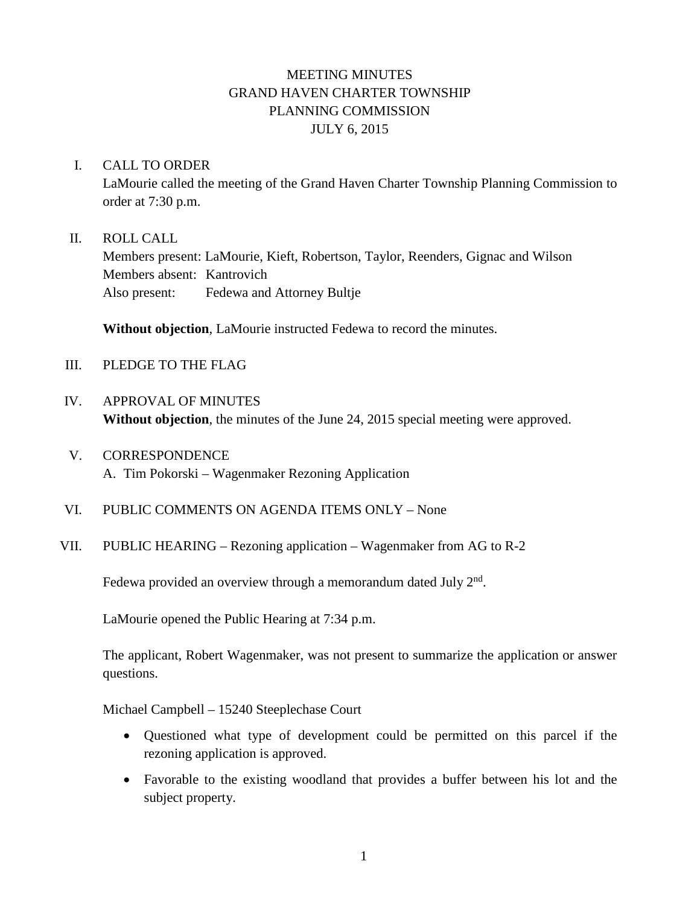# MEETING MINUTES
# GRAND HAVEN CHARTER TOWNSHIP
# PLANNING COMMISSION
# JULY 6, 2015

I. CALL TO ORDER

LaMourie called the meeting of the Grand Haven Charter Township Planning Commission to order at 7:30 p.m.

II. ROLL CALL

Members present: LaMourie, Kieft, Robertson, Taylor, Reenders, Gignac and Wilson
Members absent: Kantrovich
Also present: Fedewa and Attorney Bultje

**Without objection**, LaMourie instructed Fedewa to record the minutes.

III. PLEDGE TO THE FLAG

IV. APPROVAL OF MINUTES

**Without objection**, the minutes of the June 24, 2015 special meeting were approved.

V. CORRESPONDENCE

A. Tim Pokorski – Wagenmaker Rezoning Application

VI. PUBLIC COMMENTS ON AGENDA ITEMS ONLY – None

VII. PUBLIC HEARING – Rezoning application – Wagenmaker from AG to R-2

Fedewa provided an overview through a memorandum dated July 2nd.

LaMourie opened the Public Hearing at 7:34 p.m.

The applicant, Robert Wagenmaker, was not present to summarize the application or answer questions.

Michael Campbell – 15240 Steeplechase Court

- Questioned what type of development could be permitted on this parcel if the rezoning application is approved.
- Favorable to the existing woodland that provides a buffer between his lot and the subject property.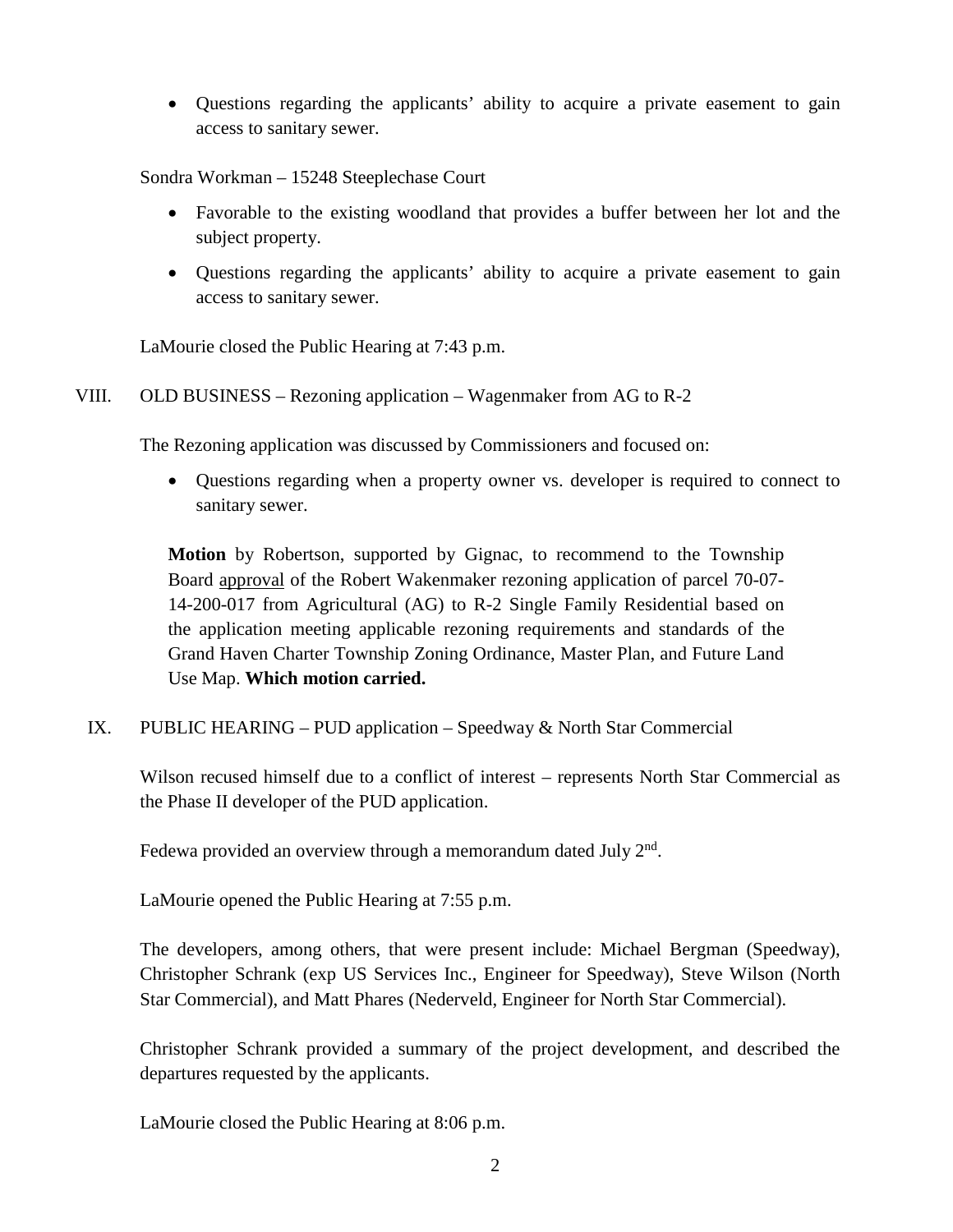- Questions regarding the applicants' ability to acquire a private easement to gain access to sanitary sewer.

Sondra Workman – 15248 Steeplechase Court

- Favorable to the existing woodland that provides a buffer between her lot and the subject property.
- Questions regarding the applicants' ability to acquire a private easement to gain access to sanitary sewer.

LaMourie closed the Public Hearing at 7:43 p.m.

VIII. OLD BUSINESS – Rezoning application – Wagenmaker from AG to R-2

The Rezoning application was discussed by Commissioners and focused on:

- Questions regarding when a property owner vs. developer is required to connect to sanitary sewer.

**Motion** by Robertson, supported by Gignac, to recommend to the Township Board approval of the Robert Wakenmaker rezoning application of parcel 70-07-14-200-017 from Agricultural (AG) to R-2 Single Family Residential based on the application meeting applicable rezoning requirements and standards of the Grand Haven Charter Township Zoning Ordinance, Master Plan, and Future Land Use Map. **Which motion carried.**

IX. PUBLIC HEARING – PUD application – Speedway & North Star Commercial

Wilson recused himself due to a conflict of interest – represents North Star Commercial as the Phase II developer of the PUD application.

Fedewa provided an overview through a memorandum dated July 2nd.

LaMourie opened the Public Hearing at 7:55 p.m.

The developers, among others, that were present include: Michael Bergman (Speedway), Christopher Schrank (exp US Services Inc., Engineer for Speedway), Steve Wilson (North Star Commercial), and Matt Phares (Nederveld, Engineer for North Star Commercial).

Christopher Schrank provided a summary of the project development, and described the departures requested by the applicants.

LaMourie closed the Public Hearing at 8:06 p.m.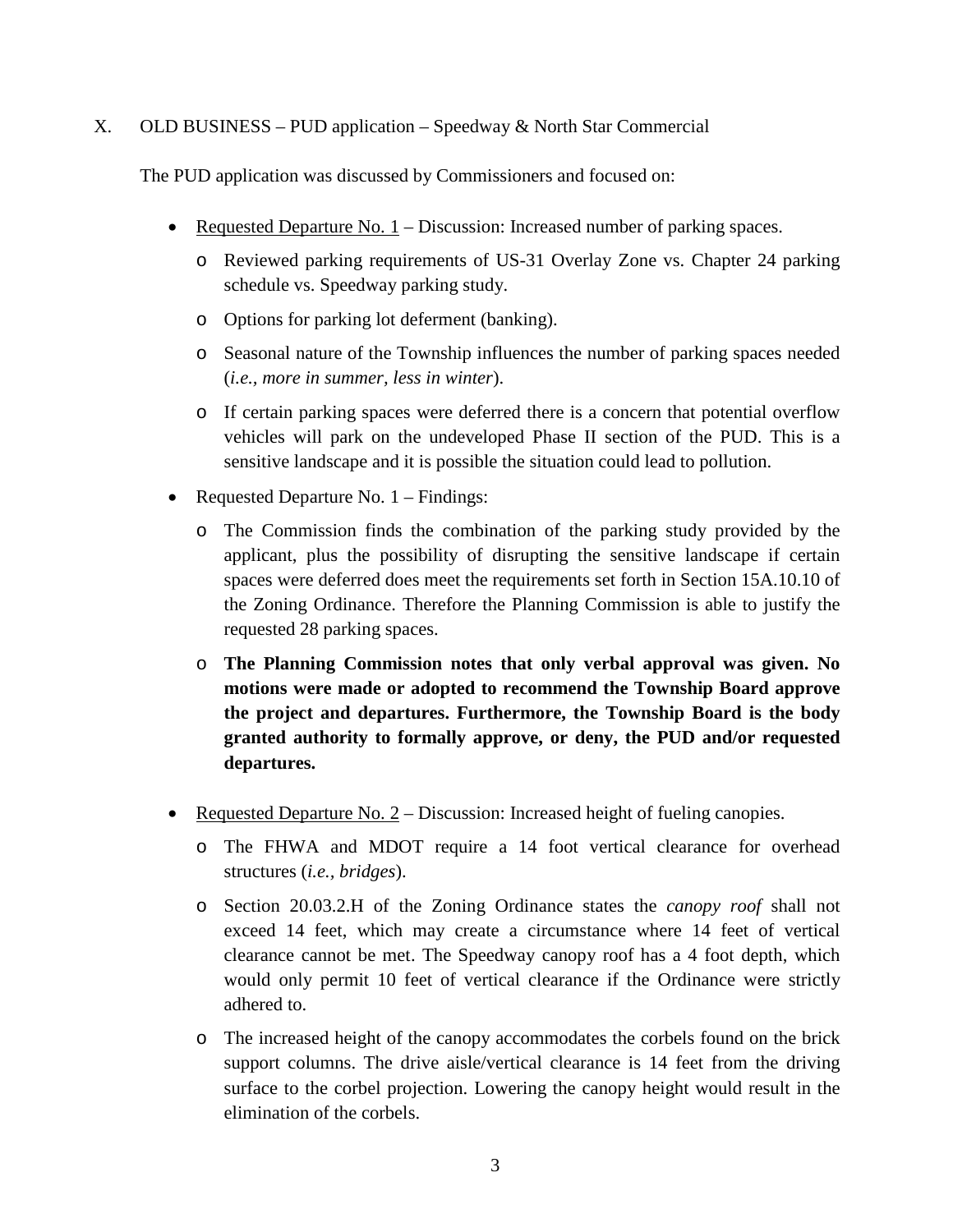X. OLD BUSINESS – PUD application – Speedway & North Star Commercial

The PUD application was discussed by Commissioners and focused on:

- Requested Departure No. 1 – Discussion: Increased number of parking spaces.
  - Reviewed parking requirements of US-31 Overlay Zone vs. Chapter 24 parking schedule vs. Speedway parking study.
  - Options for parking lot deferment (banking).
  - Seasonal nature of the Township influences the number of parking spaces needed (*i.e., more in summer, less in winter*).
  - If certain parking spaces were deferred there is a concern that potential overflow vehicles will park on the undeveloped Phase II section of the PUD. This is a sensitive landscape and it is possible the situation could lead to pollution.
- Requested Departure No. 1 – Findings:
  - The Commission finds the combination of the parking study provided by the applicant, plus the possibility of disrupting the sensitive landscape if certain spaces were deferred does meet the requirements set forth in Section 15A.10.10 of the Zoning Ordinance. Therefore the Planning Commission is able to justify the requested 28 parking spaces.
  - **The Planning Commission notes that only verbal approval was given. No motions were made or adopted to recommend the Township Board approve the project and departures. Furthermore, the Township Board is the body granted authority to formally approve, or deny, the PUD and/or requested departures.**
- Requested Departure No. 2 – Discussion: Increased height of fueling canopies.
  - The FHWA and MDOT require a 14 foot vertical clearance for overhead structures (*i.e., bridges*).
  - Section 20.03.2.H of the Zoning Ordinance states the *canopy roof* shall not exceed 14 feet, which may create a circumstance where 14 feet of vertical clearance cannot be met. The Speedway canopy roof has a 4 foot depth, which would only permit 10 feet of vertical clearance if the Ordinance were strictly adhered to.
  - The increased height of the canopy accommodates the corbels found on the brick support columns. The drive aisle/vertical clearance is 14 feet from the driving surface to the corbel projection. Lowering the canopy height would result in the elimination of the corbels.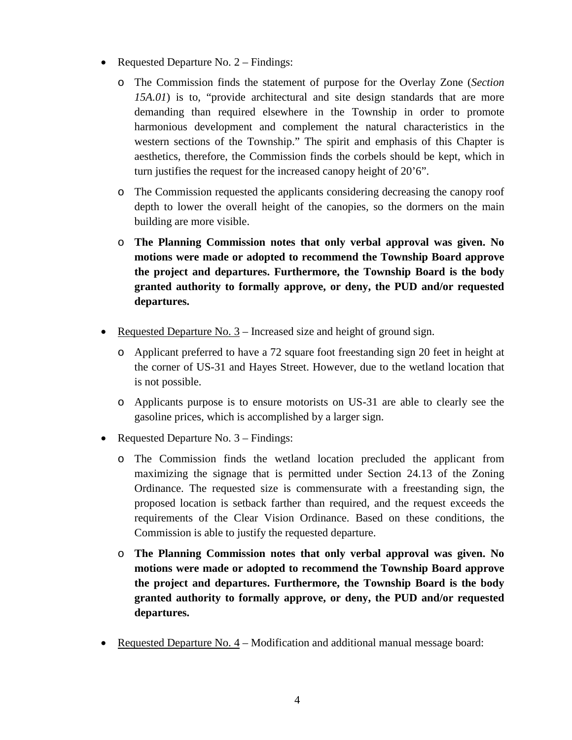- Requested Departure No. 2 – Findings:
  - The Commission finds the statement of purpose for the Overlay Zone (*Section 15A.01*) is to, "provide architectural and site design standards that are more demanding than required elsewhere in the Township in order to promote harmonious development and complement the natural characteristics in the western sections of the Township." The spirit and emphasis of this Chapter is aesthetics, therefore, the Commission finds the corbels should be kept, which in turn justifies the request for the increased canopy height of 20'6".
  - The Commission requested the applicants considering decreasing the canopy roof depth to lower the overall height of the canopies, so the dormers on the main building are more visible.
  - **The Planning Commission notes that only verbal approval was given. No motions were made or adopted to recommend the Township Board approve the project and departures. Furthermore, the Township Board is the body granted authority to formally approve, or deny, the PUD and/or requested departures.**

- <u>Requested Departure No. 3</u> – Increased size and height of ground sign.
  - Applicant preferred to have a 72 square foot freestanding sign 20 feet in height at the corner of US-31 and Hayes Street. However, due to the wetland location that is not possible.
  - Applicants purpose is to ensure motorists on US-31 are able to clearly see the gasoline prices, which is accomplished by a larger sign.

- Requested Departure No. 3 – Findings:
  - The Commission finds the wetland location precluded the applicant from maximizing the signage that is permitted under Section 24.13 of the Zoning Ordinance. The requested size is commensurate with a freestanding sign, the proposed location is setback farther than required, and the request exceeds the requirements of the Clear Vision Ordinance. Based on these conditions, the Commission is able to justify the requested departure.
  - **The Planning Commission notes that only verbal approval was given. No motions were made or adopted to recommend the Township Board approve the project and departures. Furthermore, the Township Board is the body granted authority to formally approve, or deny, the PUD and/or requested departures.**

- <u>Requested Departure No. 4</u> – Modification and additional manual message board: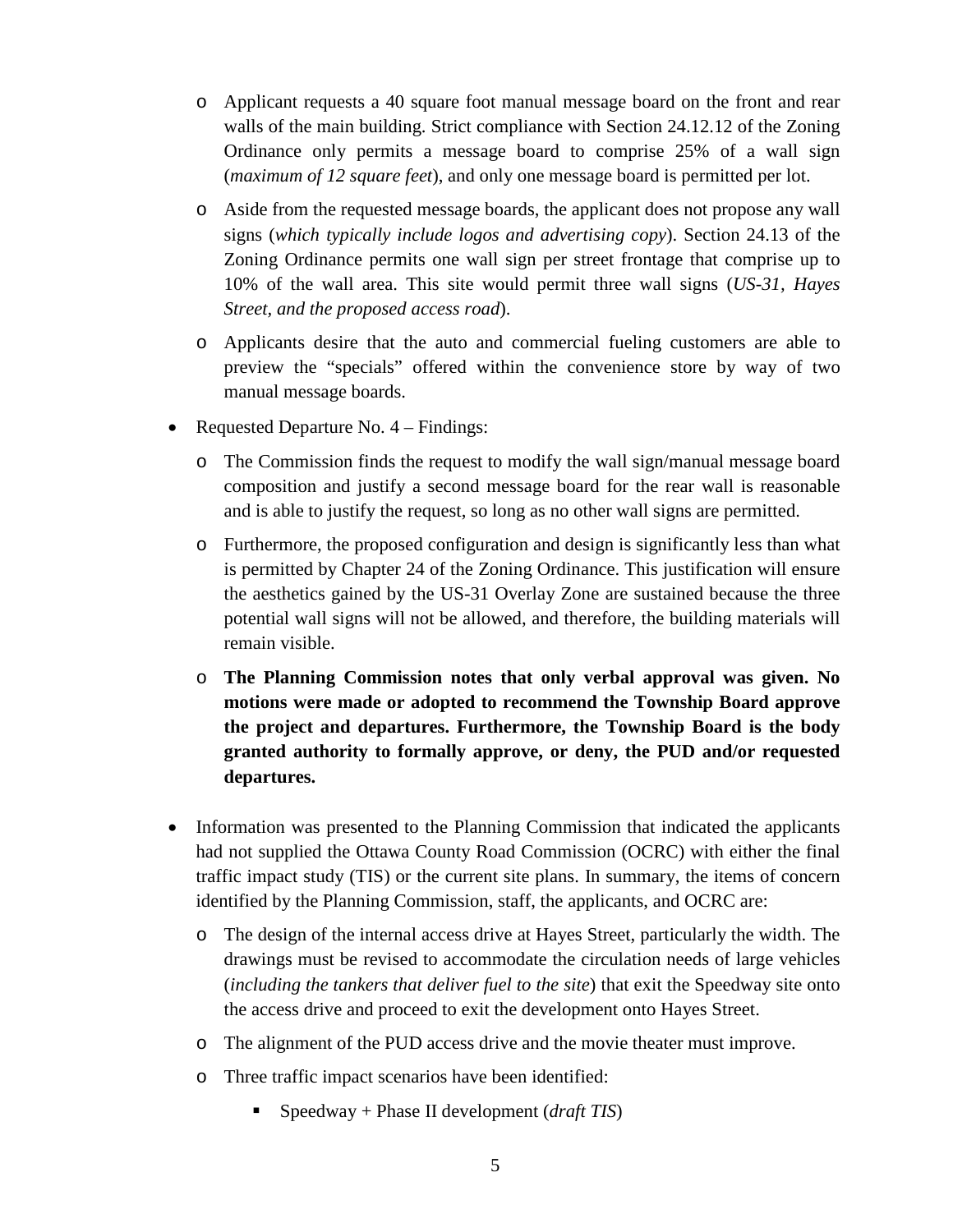- Applicant requests a 40 square foot manual message board on the front and rear walls of the main building. Strict compliance with Section 24.12.12 of the Zoning Ordinance only permits a message board to comprise 25% of a wall sign (*maximum of 12 square feet*), and only one message board is permitted per lot.
  - Aside from the requested message boards, the applicant does not propose any wall signs (*which typically include logos and advertising copy*). Section 24.13 of the Zoning Ordinance permits one wall sign per street frontage that comprise up to 10% of the wall area. This site would permit three wall signs (*US-31, Hayes Street, and the proposed access road*).
  - Applicants desire that the auto and commercial fueling customers are able to preview the "specials" offered within the convenience store by way of two manual message boards.

- Requested Departure No. 4 – Findings:
  - The Commission finds the request to modify the wall sign/manual message board composition and justify a second message board for the rear wall is reasonable and is able to justify the request, so long as no other wall signs are permitted.
  - Furthermore, the proposed configuration and design is significantly less than what is permitted by Chapter 24 of the Zoning Ordinance. This justification will ensure the aesthetics gained by the US-31 Overlay Zone are sustained because the three potential wall signs will not be allowed, and therefore, the building materials will remain visible.
  - **The Planning Commission notes that only verbal approval was given. No motions were made or adopted to recommend the Township Board approve the project and departures. Furthermore, the Township Board is the body granted authority to formally approve, or deny, the PUD and/or requested departures.**

- Information was presented to the Planning Commission that indicated the applicants had not supplied the Ottawa County Road Commission (OCRC) with either the final traffic impact study (TIS) or the current site plans. In summary, the items of concern identified by the Planning Commission, staff, the applicants, and OCRC are:
  - The design of the internal access drive at Hayes Street, particularly the width. The drawings must be revised to accommodate the circulation needs of large vehicles (*including the tankers that deliver fuel to the site*) that exit the Speedway site onto the access drive and proceed to exit the development onto Hayes Street.
  - The alignment of the PUD access drive and the movie theater must improve.
  - Three traffic impact scenarios have been identified:
    - Speedway + Phase II development (*draft TIS*)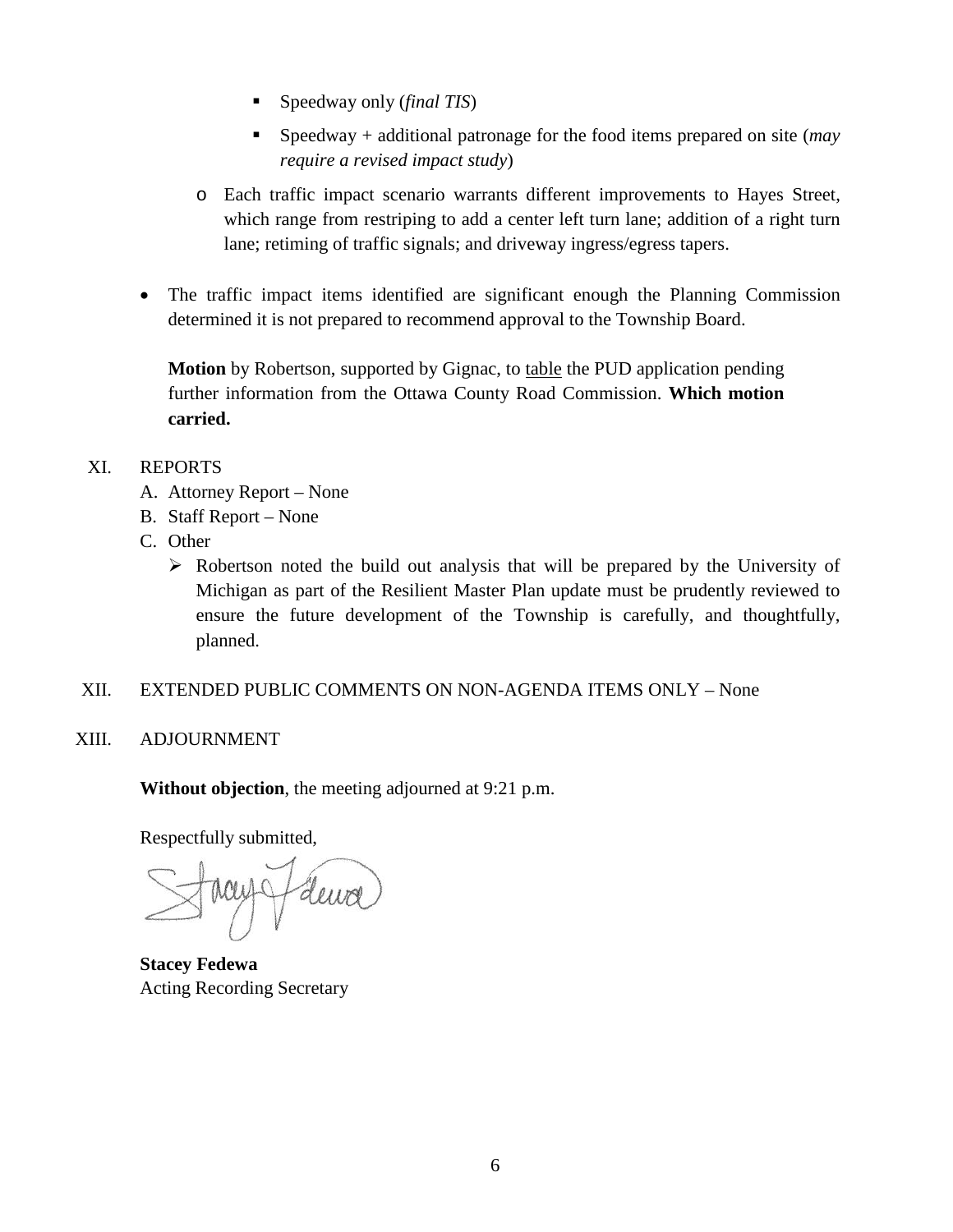- Speedway only (*final TIS*)
    - Speedway + additional patronage for the food items prepared on site (*may require a revised impact study*)
  - Each traffic impact scenario warrants different improvements to Hayes Street, which range from restriping to add a center left turn lane; addition of a right turn lane; retiming of traffic signals; and driveway ingress/egress tapers.

- The traffic impact items identified are significant enough the Planning Commission determined it is not prepared to recommend approval to the Township Board.

  **Motion** by Robertson, supported by Gignac, to table the PUD application pending further information from the Ottawa County Road Commission. **Which motion carried.**

XI. REPORTS

A. Attorney Report – None

B. Staff Report – None

C. Other

- Robertson noted the build out analysis that will be prepared by the University of Michigan as part of the Resilient Master Plan update must be prudently reviewed to ensure the future development of the Township is carefully, and thoughtfully, planned.

XII. EXTENDED PUBLIC COMMENTS ON NON-AGENDA ITEMS ONLY – None

XIII. ADJOURNMENT

**Without objection**, the meeting adjourned at 9:21 p.m.

Respectfully submitted,

**Stacey Fedewa**
Acting Recording Secretary